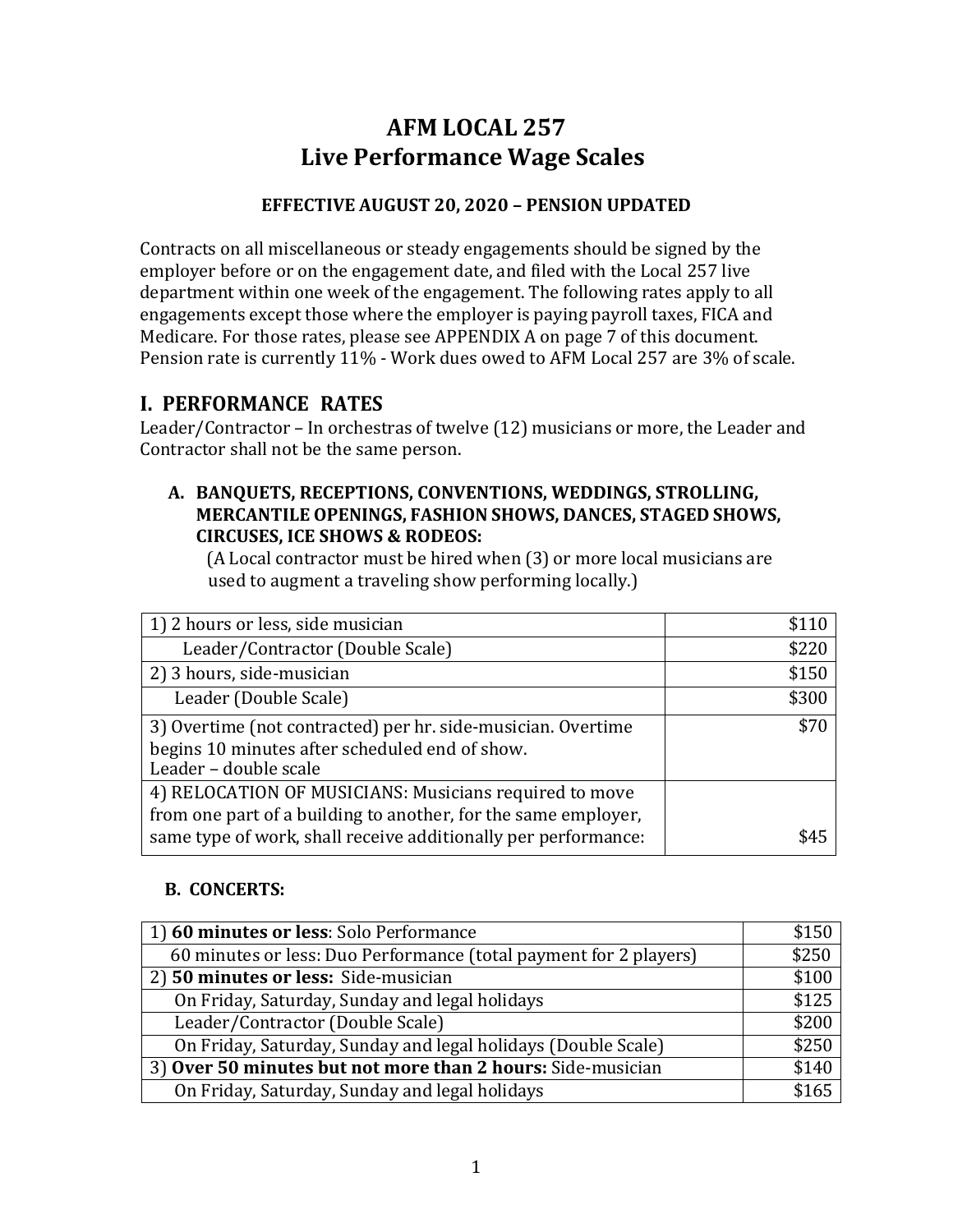# AFM LOCAL 257
# Live Performance Wage Scales

**EFFECTIVE AUGUST 20, 2020 – PENSION UPDATED**

Contracts on all miscellaneous or steady engagements should be signed by the employer before or on the engagement date, and filed with the Local 257 live department within one week of the engagement. The following rates apply to all engagements except those where the employer is paying payroll taxes, FICA and Medicare. For those rates, please see APPENDIX A on page 7 of this document. Pension rate is currently 11% - Work dues owed to AFM Local 257 are 3% of scale.

## I. PERFORMANCE RATES

Leader/Contractor – In orchestras of twelve (12) musicians or more, the Leader and Contractor shall not be the same person.

### A. BANQUETS, RECEPTIONS, CONVENTIONS, WEDDINGS, STROLLING, MERCANTILE OPENINGS, FASHION SHOWS, DANCES, STAGED SHOWS, CIRCUSES, ICE SHOWS & RODEOS:

(A Local contractor must be hired when (3) or more local musicians are used to augment a traveling show performing locally.)

| | |
|---|---:|
| 1) 2 hours or less, side musician | $110 |
| Leader/Contractor (Double Scale) | $220 |
| 2) 3 hours, side-musician | $150 |
| Leader (Double Scale) | $300 |
| 3) Overtime (not contracted) per hr. side-musician. Overtime begins 10 minutes after scheduled end of show. Leader – double scale | $70 |
| 4) RELOCATION OF MUSICIANS: Musicians required to move from one part of a building to another, for the same employer, same type of work, shall receive additionally per performance: | $45 |

### B. CONCERTS:

| | |
|---|---:|
| 1) **60 minutes or less**: Solo Performance | $150 |
| 60 minutes or less: Duo Performance (total payment for 2 players) | $250 |
| 2) **50 minutes or less:** Side-musician | $100 |
| On Friday, Saturday, Sunday and legal holidays | $125 |
| Leader/Contractor (Double Scale) | $200 |
| On Friday, Saturday, Sunday and legal holidays (Double Scale) | $250 |
| 3) **Over 50 minutes but not more than 2 hours:** Side-musician | $140 |
| On Friday, Saturday, Sunday and legal holidays | $165 |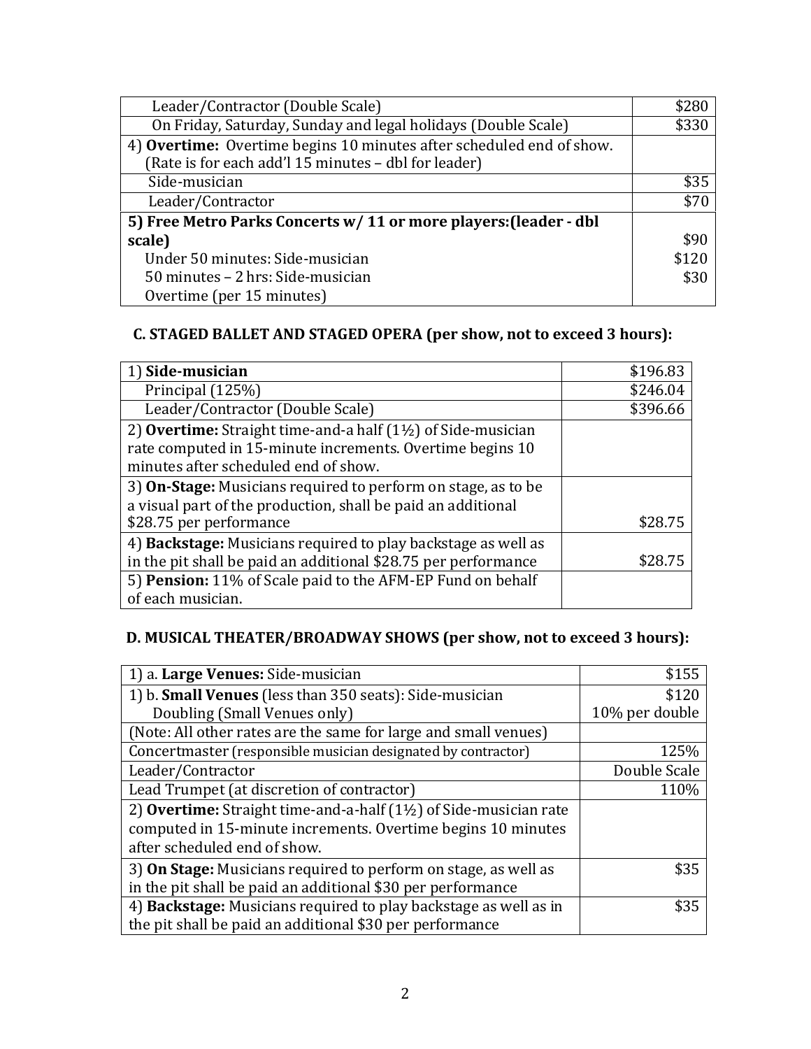| | |
|---|---|
| Leader/Contractor (Double Scale) | $280 |
| On Friday, Saturday, Sunday and legal holidays (Double Scale) | $330 |
| 4) **Overtime:** Overtime begins 10 minutes after scheduled end of show. (Rate is for each add'l 15 minutes – dbl for leader) | |
| Side-musician | $35 |
| Leader/Contractor | $70 |
| **5) Free Metro Parks Concerts w/ 11 or more players:(leader - dbl scale)**<br>Under 50 minutes: Side-musician<br>50 minutes – 2 hrs: Side-musician<br>Overtime (per 15 minutes) | <br>$90<br>$120<br>$30 |

### C. STAGED BALLET AND STAGED OPERA (per show, not to exceed 3 hours):

| | |
|---|---|
| 1) **Side-musician** | $196.83 |
| Principal (125%) | $246.04 |
| Leader/Contractor (Double Scale) | $396.66 |
| 2) **Overtime:** Straight time-and-a half (1½) of Side-musician rate computed in 15-minute increments. Overtime begins 10 minutes after scheduled end of show. | |
| 3) **On-Stage:** Musicians required to perform on stage, as to be a visual part of the production, shall be paid an additional $28.75 per performance | $28.75 |
| 4) **Backstage:** Musicians required to play backstage as well as in the pit shall be paid an additional $28.75 per performance | $28.75 |
| 5) **Pension:** 11% of Scale paid to the AFM-EP Fund on behalf of each musician. | |

### D. MUSICAL THEATER/BROADWAY SHOWS (per show, not to exceed 3 hours):

| | |
|---|---|
| 1) a. **Large Venues:** Side-musician | $155 |
| 1) b. **Small Venues** (less than 350 seats): Side-musician<br>Doubling (Small Venues only) | $120<br>10% per double |
| (Note: All other rates are the same for large and small venues) | |
| Concertmaster (responsible musician designated by contractor) | 125% |
| Leader/Contractor | Double Scale |
| Lead Trumpet (at discretion of contractor) | 110% |
| 2) **Overtime:** Straight time-and-a-half (1½) of Side-musician rate computed in 15-minute increments. Overtime begins 10 minutes after scheduled end of show. | |
| 3) **On Stage:** Musicians required to perform on stage, as well as in the pit shall be paid an additional $30 per performance | $35 |
| 4) **Backstage:** Musicians required to play backstage as well as in the pit shall be paid an additional $30 per performance | $35 |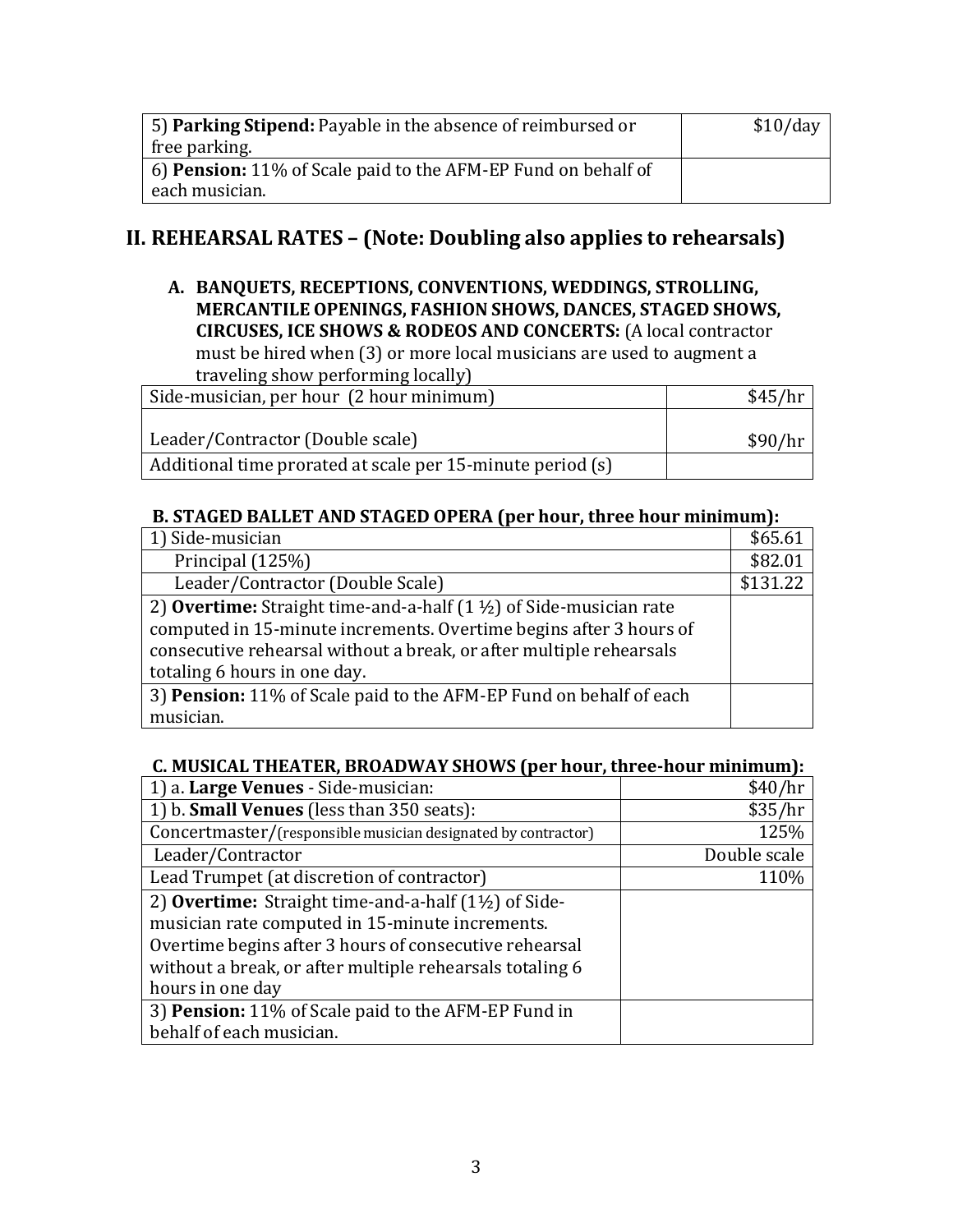| | |
|---|---|
| 5) **Parking Stipend:** Payable in the absence of reimbursed or free parking. | $10/day |
| 6) **Pension:** 11% of Scale paid to the AFM-EP Fund on behalf of each musician. | |

## II. REHEARSAL RATES – (Note: Doubling also applies to rehearsals)

**A. BANQUETS, RECEPTIONS, CONVENTIONS, WEDDINGS, STROLLING, MERCANTILE OPENINGS, FASHION SHOWS, DANCES, STAGED SHOWS, CIRCUSES, ICE SHOWS & RODEOS AND CONCERTS:** (A local contractor must be hired when (3) or more local musicians are used to augment a traveling show performing locally)

| | |
|---|---|
| Side-musician, per hour (2 hour minimum) | $45/hr |
| Leader/Contractor (Double scale) | $90/hr |
| Additional time prorated at scale per 15-minute period (s) | |

**B. STAGED BALLET AND STAGED OPERA (per hour, three hour minimum):**

| | |
|---|---|
| 1) Side-musician | $65.61 |
| Principal (125%) | $82.01 |
| Leader/Contractor (Double Scale) | $131.22 |
| 2) **Overtime:** Straight time-and-a-half (1 ½) of Side-musician rate computed in 15-minute increments. Overtime begins after 3 hours of consecutive rehearsal without a break, or after multiple rehearsals totaling 6 hours in one day. | |
| 3) **Pension:** 11% of Scale paid to the AFM-EP Fund on behalf of each musician. | |

**C. MUSICAL THEATER, BROADWAY SHOWS (per hour, three-hour minimum):**

| | |
|---|---|
| 1) a. **Large Venues** - Side-musician: | $40/hr |
| 1) b. **Small Venues** (less than 350 seats): | $35/hr |
| Concertmaster/(responsible musician designated by contractor) | 125% |
| Leader/Contractor | Double scale |
| Lead Trumpet (at discretion of contractor) | 110% |
| 2) **Overtime:** Straight time-and-a-half (1½) of Side-musician rate computed in 15-minute increments. Overtime begins after 3 hours of consecutive rehearsal without a break, or after multiple rehearsals totaling 6 hours in one day | |
| 3) **Pension:** 11% of Scale paid to the AFM-EP Fund in behalf of each musician. | |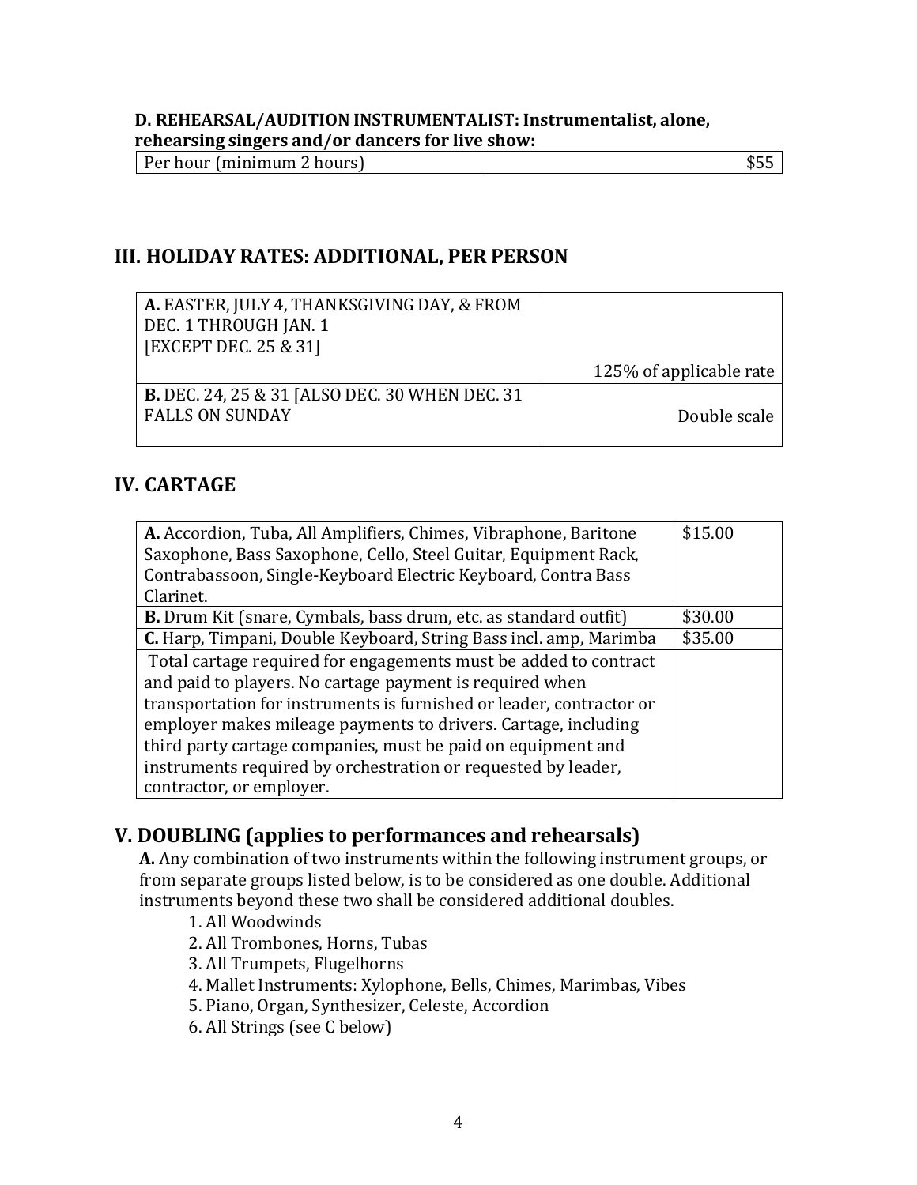**D. REHEARSAL/AUDITION INSTRUMENTALIST: Instrumentalist, alone, rehearsing singers and/or dancers for live show:**

| Per hour (minimum 2 hours) | $55 |
|---|---|

## III. HOLIDAY RATES: ADDITIONAL, PER PERSON

| | |
|---|---|
| **A.** EASTER, JULY 4, THANKSGIVING DAY, & FROM DEC. 1 THROUGH JAN. 1 [EXCEPT DEC. 25 & 31] | 125% of applicable rate |
| **B.** DEC. 24, 25 & 31 [ALSO DEC. 30 WHEN DEC. 31 FALLS ON SUNDAY | Double scale |

## IV. CARTAGE

| | |
|---|---|
| **A.** Accordion, Tuba, All Amplifiers, Chimes, Vibraphone, Baritone Saxophone, Bass Saxophone, Cello, Steel Guitar, Equipment Rack, Contrabassoon, Single-Keyboard Electric Keyboard, Contra Bass Clarinet. | $15.00 |
| **B.** Drum Kit (snare, Cymbals, bass drum, etc. as standard outfit) | $30.00 |
| **C.** Harp, Timpani, Double Keyboard, String Bass incl. amp, Marimba | $35.00 |
| Total cartage required for engagements must be added to contract and paid to players. No cartage payment is required when transportation for instruments is furnished or leader, contractor or employer makes mileage payments to drivers. Cartage, including third party cartage companies, must be paid on equipment and instruments required by orchestration or requested by leader, contractor, or employer. | |

## V. DOUBLING (applies to performances and rehearsals)

**A.** Any combination of two instruments within the following instrument groups, or from separate groups listed below, is to be considered as one double. Additional instruments beyond these two shall be considered additional doubles.

1. All Woodwinds
2. All Trombones, Horns, Tubas
3. All Trumpets, Flugelhorns
4. Mallet Instruments: Xylophone, Bells, Chimes, Marimbas, Vibes
5. Piano, Organ, Synthesizer, Celeste, Accordion
6. All Strings (see C below)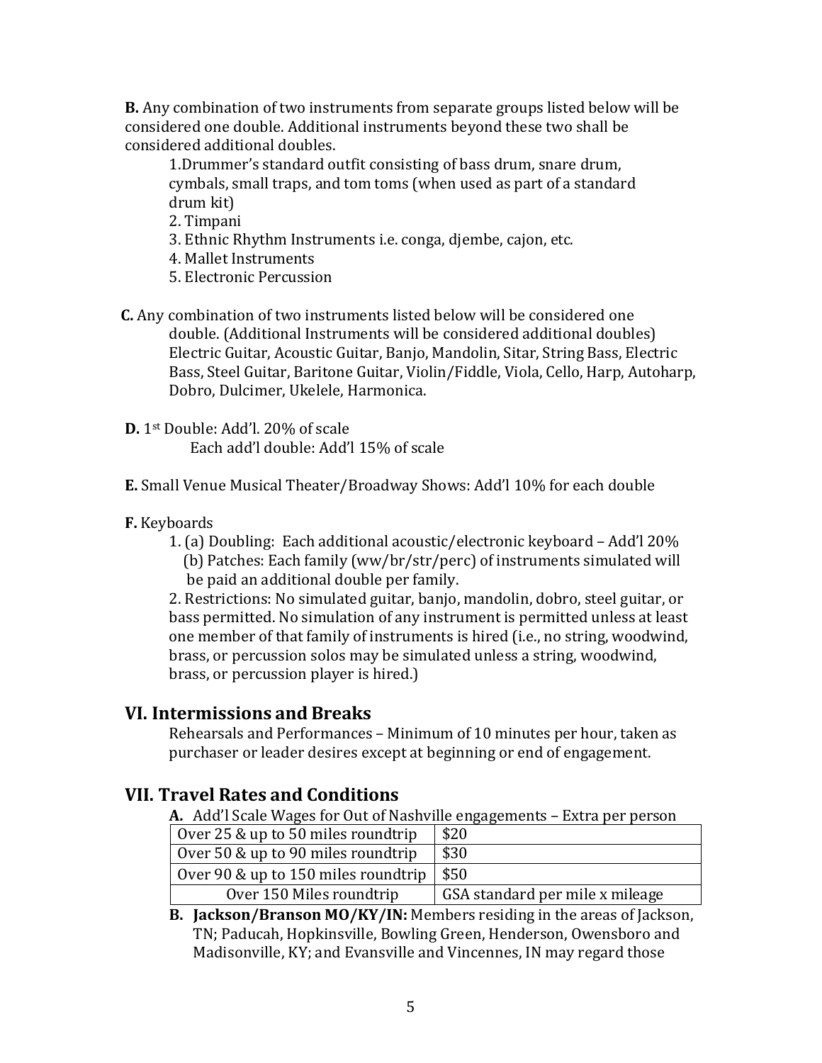**B.** Any combination of two instruments from separate groups listed below will be considered one double. Additional instruments beyond these two shall be considered additional doubles.

1. Drummer's standard outfit consisting of bass drum, snare drum, cymbals, small traps, and tom toms (when used as part of a standard drum kit)
2. Timpani
3. Ethnic Rhythm Instruments i.e. conga, djembe, cajon, etc.
4. Mallet Instruments
5. Electronic Percussion

**C.** Any combination of two instruments listed below will be considered one double. (Additional Instruments will be considered additional doubles) Electric Guitar, Acoustic Guitar, Banjo, Mandolin, Sitar, String Bass, Electric Bass, Steel Guitar, Baritone Guitar, Violin/Fiddle, Viola, Cello, Harp, Autoharp, Dobro, Dulcimer, Ukelele, Harmonica.

**D.** 1st Double: Add'l. 20% of scale
Each add'l double: Add'l 15% of scale

**E.** Small Venue Musical Theater/Broadway Shows: Add'l 10% for each double

**F.** Keyboards

1. (a) Doubling: Each additional acoustic/electronic keyboard – Add'l 20%
   (b) Patches: Each family (ww/br/str/perc) of instruments simulated will be paid an additional double per family.
2. Restrictions: No simulated guitar, banjo, mandolin, dobro, steel guitar, or bass permitted. No simulation of any instrument is permitted unless at least one member of that family of instruments is hired (i.e., no string, woodwind, brass, or percussion solos may be simulated unless a string, woodwind, brass, or percussion player is hired.)

## VI. Intermissions and Breaks

Rehearsals and Performances – Minimum of 10 minutes per hour, taken as purchaser or leader desires except at beginning or end of engagement.

## VII. Travel Rates and Conditions

**A.** Add'l Scale Wages for Out of Nashville engagements – Extra per person

| | |
|---|---|
| Over 25 & up to 50 miles roundtrip | $20 |
| Over 50 & up to 90 miles roundtrip | $30 |
| Over 90 & up to 150 miles roundtrip | $50 |
| Over 150 Miles roundtrip | GSA standard per mile x mileage |

**B. Jackson/Branson MO/KY/IN:** Members residing in the areas of Jackson, TN; Paducah, Hopkinsville, Bowling Green, Henderson, Owensboro and Madisonville, KY; and Evansville and Vincennes, IN may regard those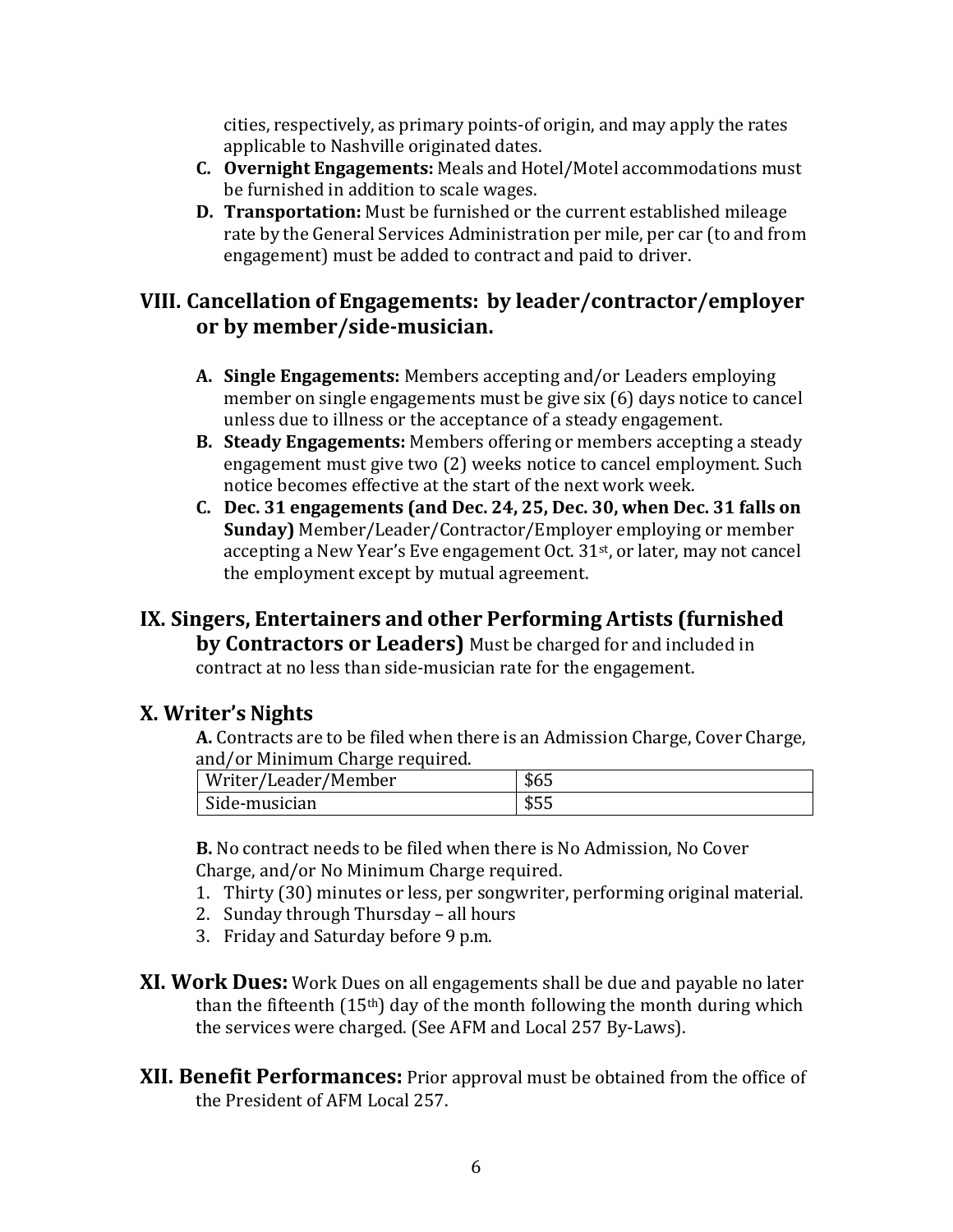cities, respectively, as primary points-of origin, and may apply the rates applicable to Nashville originated dates.

**C. Overnight Engagements:** Meals and Hotel/Motel accommodations must be furnished in addition to scale wages.

**D. Transportation:** Must be furnished or the current established mileage rate by the General Services Administration per mile, per car (to and from engagement) must be added to contract and paid to driver.

## VIII. Cancellation of Engagements: by leader/contractor/employer or by member/side-musician.

**A. Single Engagements:** Members accepting and/or Leaders employing member on single engagements must be give six (6) days notice to cancel unless due to illness or the acceptance of a steady engagement.

**B. Steady Engagements:** Members offering or members accepting a steady engagement must give two (2) weeks notice to cancel employment. Such notice becomes effective at the start of the next work week.

**C. Dec. 31 engagements (and Dec. 24, 25, Dec. 30, when Dec. 31 falls on Sunday)** Member/Leader/Contractor/Employer employing or member accepting a New Year's Eve engagement Oct. 31st, or later, may not cancel the employment except by mutual agreement.

## IX. Singers, Entertainers and other Performing Artists (furnished by Contractors or Leaders)

Must be charged for and included in contract at no less than side-musician rate for the engagement.

## X. Writer's Nights

**A.** Contracts are to be filed when there is an Admission Charge, Cover Charge, and/or Minimum Charge required.

| Writer/Leader/Member | $65 |
|---|---|
| Side-musician | $55 |

**B.** No contract needs to be filed when there is No Admission, No Cover Charge, and/or No Minimum Charge required.

1. Thirty (30) minutes or less, per songwriter, performing original material.
2. Sunday through Thursday – all hours
3. Friday and Saturday before 9 p.m.

## XI. Work Dues:

Work Dues on all engagements shall be due and payable no later than the fifteenth (15th) day of the month following the month during which the services were charged. (See AFM and Local 257 By-Laws).

## XII. Benefit Performances:

Prior approval must be obtained from the office of the President of AFM Local 257.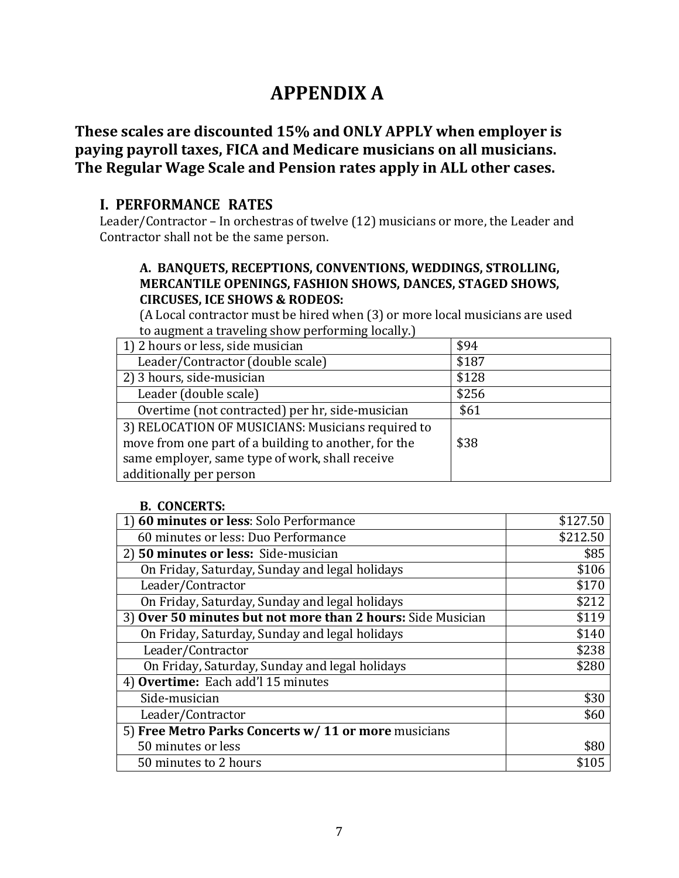# APPENDIX A

**These scales are discounted 15% and ONLY APPLY when employer is paying payroll taxes, FICA and Medicare musicians on all musicians. The Regular Wage Scale and Pension rates apply in ALL other cases.**

## I. PERFORMANCE RATES

Leader/Contractor – In orchestras of twelve (12) musicians or more, the Leader and Contractor shall not be the same person.

### A. BANQUETS, RECEPTIONS, CONVENTIONS, WEDDINGS, STROLLING, MERCANTILE OPENINGS, FASHION SHOWS, DANCES, STAGED SHOWS, CIRCUSES, ICE SHOWS & RODEOS:

(A Local contractor must be hired when (3) or more local musicians are used to augment a traveling show performing locally.)

| | |
|---|---|
| 1) 2 hours or less, side musician | $94 |
| Leader/Contractor (double scale) | $187 |
| 2) 3 hours, side-musician | $128 |
| Leader (double scale) | $256 |
| Overtime (not contracted) per hr, side-musician | $61 |
| 3) RELOCATION OF MUSICIANS: Musicians required to move from one part of a building to another, for the same employer, same type of work, shall receive additionally per person | $38 |

### B. CONCERTS:

| | |
|---|---:|
| 1) **60 minutes or less**: Solo Performance | $127.50 |
| 60 minutes or less: Duo Performance | $212.50 |
| 2) **50 minutes or less:** Side-musician | $85 |
| On Friday, Saturday, Sunday and legal holidays | $106 |
| Leader/Contractor | $170 |
| On Friday, Saturday, Sunday and legal holidays | $212 |
| 3) **Over 50 minutes but not more than 2 hours:** Side Musician | $119 |
| On Friday, Saturday, Sunday and legal holidays | $140 |
| Leader/Contractor | $238 |
| On Friday, Saturday, Sunday and legal holidays | $280 |
| 4) **Overtime:** Each add'l 15 minutes | |
| Side-musician | $30 |
| Leader/Contractor | $60 |
| 5) **Free Metro Parks Concerts w/ 11 or more** musicians | |
| 50 minutes or less | $80 |
| 50 minutes to 2 hours | $105 |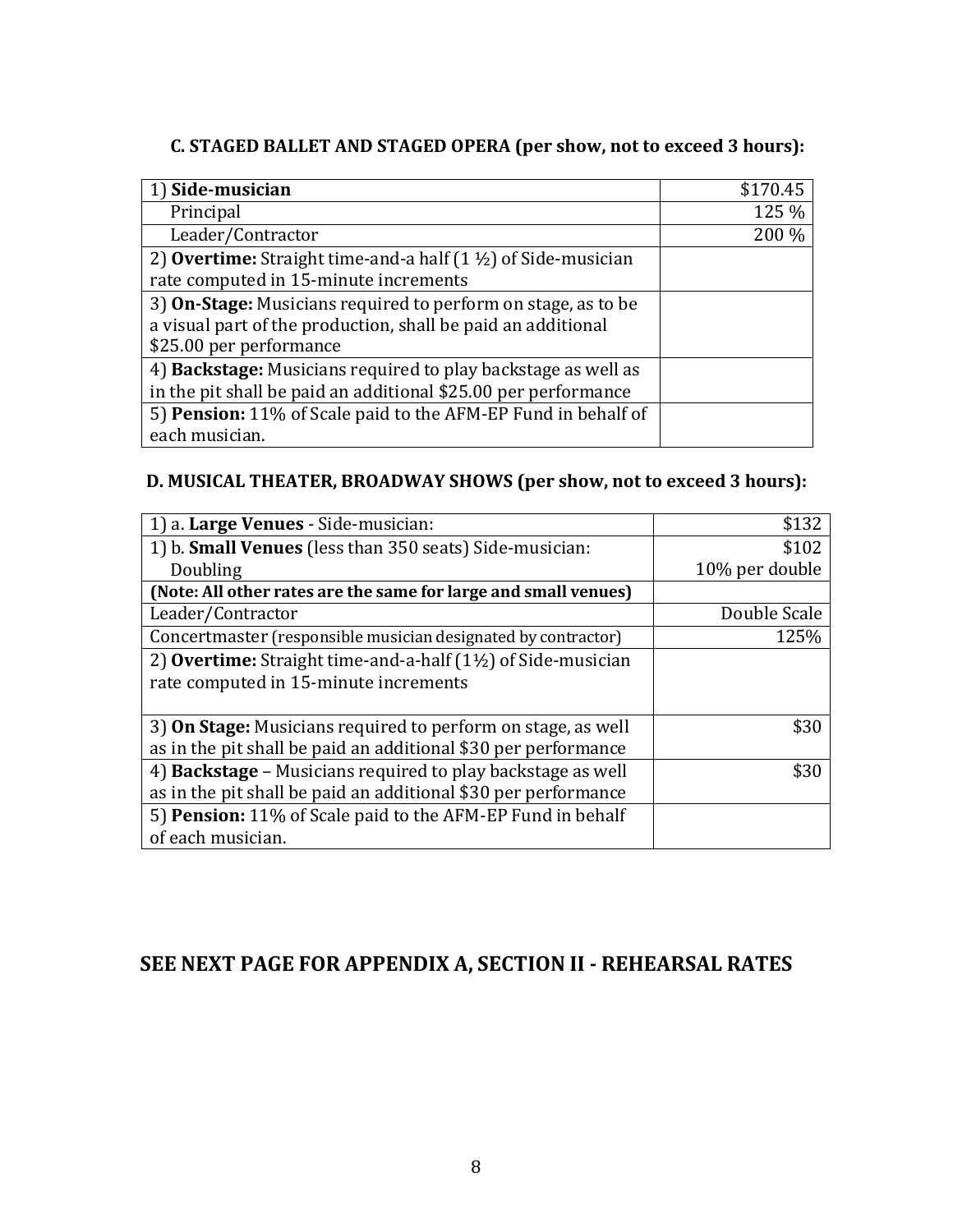### C. STAGED BALLET AND STAGED OPERA (per show, not to exceed 3 hours):

| | |
|---|---|
| 1) **Side-musician** | $170.45 |
| Principal | 125 % |
| Leader/Contractor | 200 % |
| 2) **Overtime:** Straight time-and-a half (1 ½) of Side-musician rate computed in 15-minute increments | |
| 3) **On-Stage:** Musicians required to perform on stage, as to be a visual part of the production, shall be paid an additional $25.00 per performance | |
| 4) **Backstage:** Musicians required to play backstage as well as in the pit shall be paid an additional $25.00 per performance | |
| 5) **Pension:** 11% of Scale paid to the AFM-EP Fund in behalf of each musician. | |

### D. MUSICAL THEATER, BROADWAY SHOWS (per show, not to exceed 3 hours):

| | |
|---|---|
| 1) a. **Large Venues** - Side-musician: | $132 |
| 1) b. **Small Venues** (less than 350 seats) Side-musician: | $102 |
| Doubling | 10% per double |
| **(Note: All other rates are the same for large and small venues)** | |
| Leader/Contractor | Double Scale |
| Concertmaster (responsible musician designated by contractor) | 125% |
| 2) **Overtime:** Straight time-and-a-half (1½) of Side-musician rate computed in 15-minute increments | |
| 3) **On Stage:** Musicians required to perform on stage, as well as in the pit shall be paid an additional $30 per performance | $30 |
| 4) **Backstage** – Musicians required to play backstage as well as in the pit shall be paid an additional $30 per performance | $30 |
| 5) **Pension:** 11% of Scale paid to the AFM-EP Fund in behalf of each musician. | |

## SEE NEXT PAGE FOR APPENDIX A, SECTION II - REHEARSAL RATES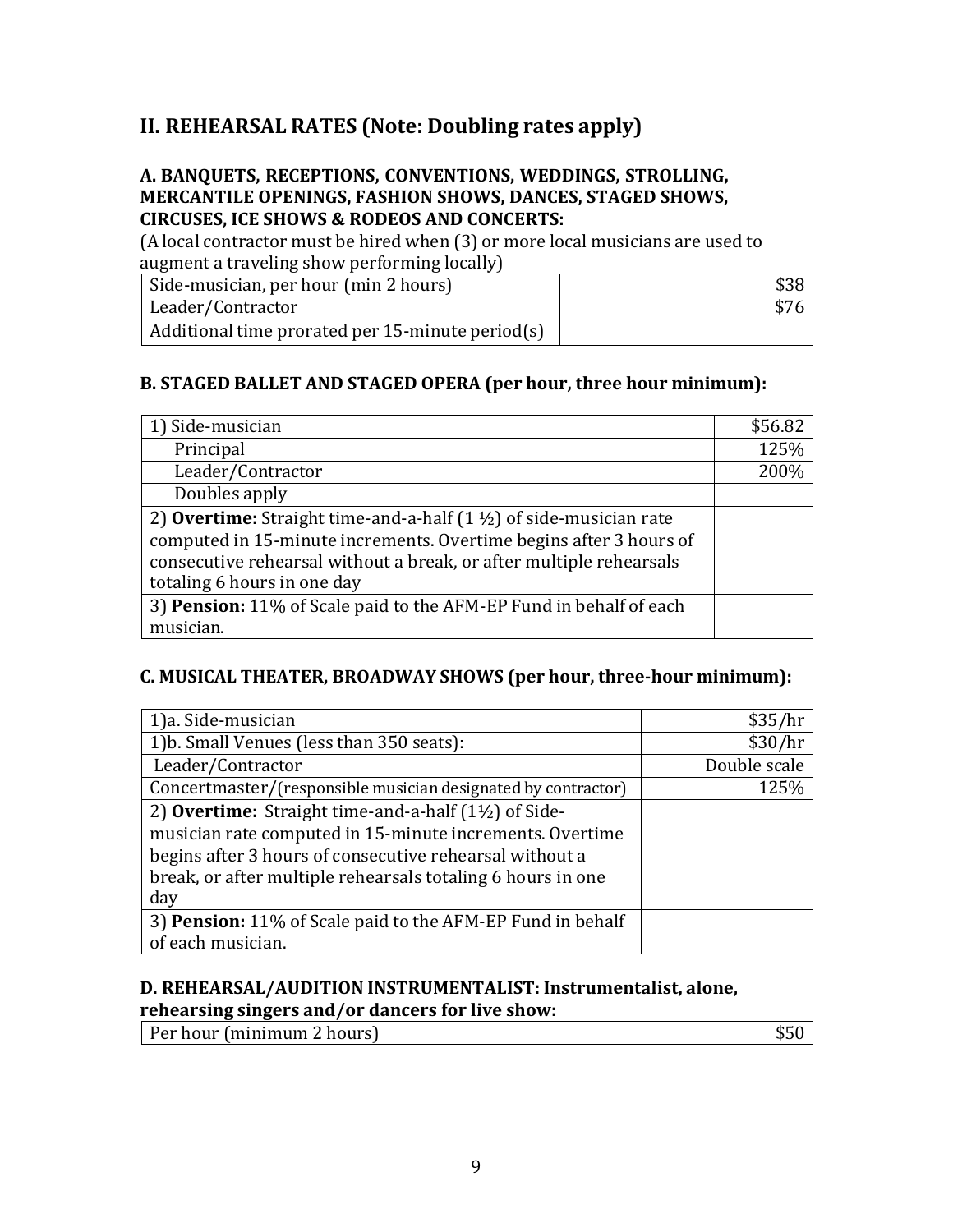## II. REHEARSAL RATES (Note: Doubling rates apply)

### A. BANQUETS, RECEPTIONS, CONVENTIONS, WEDDINGS, STROLLING, MERCANTILE OPENINGS, FASHION SHOWS, DANCES, STAGED SHOWS, CIRCUSES, ICE SHOWS & RODEOS AND CONCERTS:

(A local contractor must be hired when (3) or more local musicians are used to augment a traveling show performing locally)

| | |
|---|---|
| Side-musician, per hour (min 2 hours) | $38 |
| Leader/Contractor | $76 |
| Additional time prorated per 15-minute period(s) | |

### B. STAGED BALLET AND STAGED OPERA (per hour, three hour minimum):

| | |
|---|---|
| 1) Side-musician | $56.82 |
| Principal | 125% |
| Leader/Contractor | 200% |
| Doubles apply | |
| 2) **Overtime:** Straight time-and-a-half (1 ½) of side-musician rate computed in 15-minute increments. Overtime begins after 3 hours of consecutive rehearsal without a break, or after multiple rehearsals totaling 6 hours in one day | |
| 3) **Pension:** 11% of Scale paid to the AFM-EP Fund in behalf of each musician. | |

### C. MUSICAL THEATER, BROADWAY SHOWS (per hour, three-hour minimum):

| | |
|---|---|
| 1)a. Side-musician | $35/hr |
| 1)b. Small Venues (less than 350 seats): | $30/hr |
| Leader/Contractor | Double scale |
| Concertmaster/(responsible musician designated by contractor) | 125% |
| 2) **Overtime:** Straight time-and-a-half (1½) of Side-musician rate computed in 15-minute increments. Overtime begins after 3 hours of consecutive rehearsal without a break, or after multiple rehearsals totaling 6 hours in one day | |
| 3) **Pension:** 11% of Scale paid to the AFM-EP Fund in behalf of each musician. | |

### D. REHEARSAL/AUDITION INSTRUMENTALIST: Instrumentalist, alone, rehearsing singers and/or dancers for live show:

| | |
|---|---|
| Per hour (minimum 2 hours) | $50 |